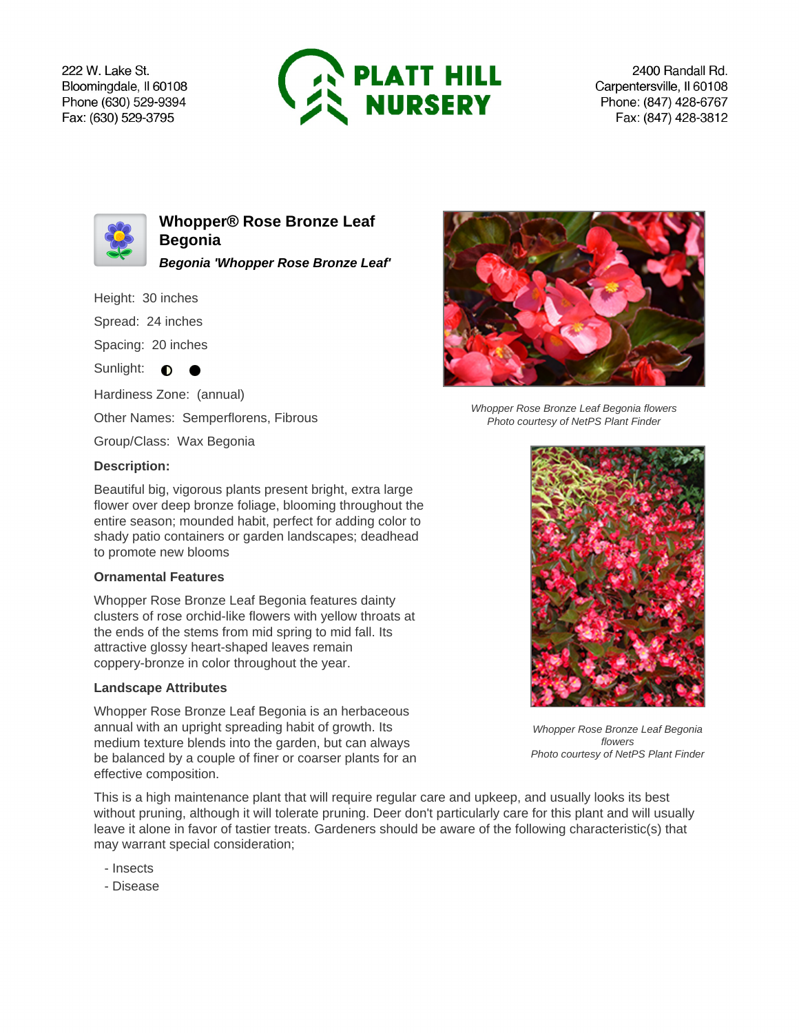222 W. Lake St.
Bloomingdale, Il 60108
Phone (630) 529-9394
Fax: (630) 529-3795

**PLATT HILL NURSERY**

2400 Randall Rd.
Carpentersville, Il 60108
Phone: (847) 428-6767
Fax: (847) 428-3812

## Whopper® Rose Bronze Leaf Begonia

***Begonia 'Whopper Rose Bronze Leaf'***

Height: 30 inches

Spread: 24 inches

Spacing: 20 inches

Sunlight: ◐ ●

Hardiness Zone: (annual)

Other Names: Semperflorens, Fibrous

Group/Class: Wax Begonia

### Description:

Beautiful big, vigorous plants present bright, extra large flower over deep bronze foliage, blooming throughout the entire season; mounded habit, perfect for adding color to shady patio containers or garden landscapes; deadhead to promote new blooms

*Whopper Rose Bronze Leaf Begonia flowers*
*Photo courtesy of NetPS Plant Finder*

### Ornamental Features

Whopper Rose Bronze Leaf Begonia features dainty clusters of rose orchid-like flowers with yellow throats at the ends of the stems from mid spring to mid fall. Its attractive glossy heart-shaped leaves remain coppery-bronze in color throughout the year.

### Landscape Attributes

Whopper Rose Bronze Leaf Begonia is an herbaceous annual with an upright spreading habit of growth. Its medium texture blends into the garden, but can always be balanced by a couple of finer or coarser plants for an effective composition.

*Whopper Rose Bronze Leaf Begonia flowers*
*Photo courtesy of NetPS Plant Finder*

This is a high maintenance plant that will require regular care and upkeep, and usually looks its best without pruning, although it will tolerate pruning. Deer don't particularly care for this plant and will usually leave it alone in favor of tastier treats. Gardeners should be aware of the following characteristic(s) that may warrant special consideration;

- Insects
- Disease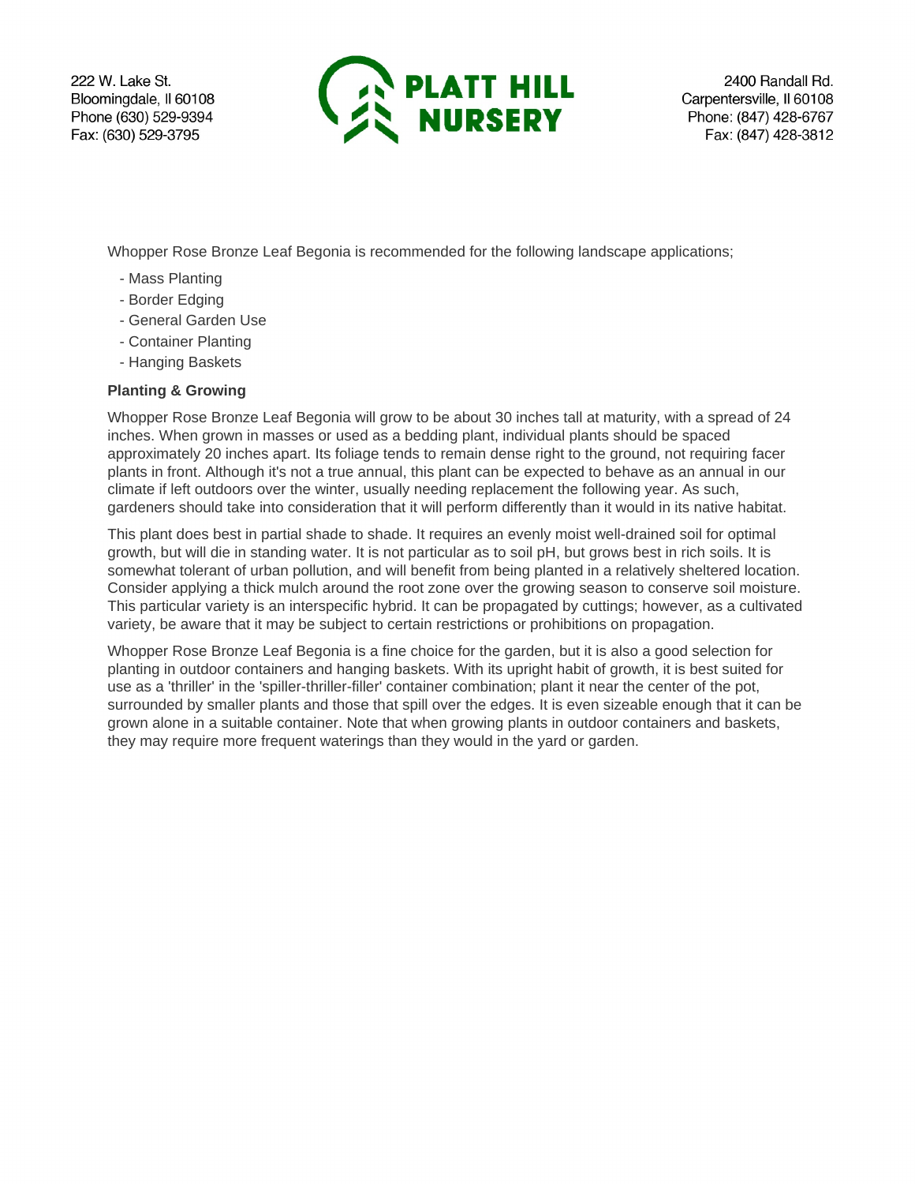Whopper Rose Bronze Leaf Begonia is recommended for the following landscape applications;

- Mass Planting
- Border Edging
- General Garden Use
- Container Planting
- Hanging Baskets

**Planting & Growing**

Whopper Rose Bronze Leaf Begonia will grow to be about 30 inches tall at maturity, with a spread of 24 inches. When grown in masses or used as a bedding plant, individual plants should be spaced approximately 20 inches apart. Its foliage tends to remain dense right to the ground, not requiring facer plants in front. Although it's not a true annual, this plant can be expected to behave as an annual in our climate if left outdoors over the winter, usually needing replacement the following year. As such, gardeners should take into consideration that it will perform differently than it would in its native habitat.

This plant does best in partial shade to shade. It requires an evenly moist well-drained soil for optimal growth, but will die in standing water. It is not particular as to soil pH, but grows best in rich soils. It is somewhat tolerant of urban pollution, and will benefit from being planted in a relatively sheltered location. Consider applying a thick mulch around the root zone over the growing season to conserve soil moisture. This particular variety is an interspecific hybrid. It can be propagated by cuttings; however, as a cultivated variety, be aware that it may be subject to certain restrictions or prohibitions on propagation.

Whopper Rose Bronze Leaf Begonia is a fine choice for the garden, but it is also a good selection for planting in outdoor containers and hanging baskets. With its upright habit of growth, it is best suited for use as a 'thriller' in the 'spiller-thriller-filler' container combination; plant it near the center of the pot, surrounded by smaller plants and those that spill over the edges. It is even sizeable enough that it can be grown alone in a suitable container. Note that when growing plants in outdoor containers and baskets, they may require more frequent waterings than they would in the yard or garden.